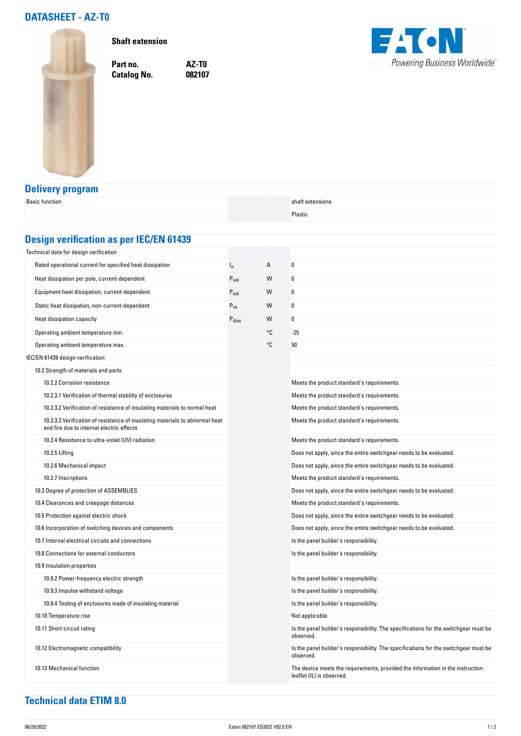# DATASHEET - AZ-T0

**Shaft extension**

| | |
|---|---|
| **Part no.** | **AZ-T0** |
| **Catalog No.** | **082107** |

## Delivery program

| | | | |
|---|---|---|---|
| Basic function | | | shaft extensions |
| | | | Plastic |

## Design verification as per IEC/EN 61439

| | | | |
|---|---|---|---|
| Technical data for design verification | | | |
| Rated operational current for specified heat dissipation | $I_n$ | A | 0 |
| Heat dissipation per pole, current-dependent | $P_{vid}$ | W | 0 |
| Equipment heat dissipation, current-dependent | $P_{vid}$ | W | 0 |
| Static heat dissipation, non-current-dependent | $P_{vs}$ | W | 0 |
| Heat dissipation capacity | $P_{diss}$ | W | 0 |
| Operating ambient temperature min. | | °C | -25 |
| Operating ambient temperature max. | | °C | 50 |
| IEC/EN 61439 design verification | | | |
| 10.2 Strength of materials and parts | | | |
| 10.2.2 Corrosion resistance | | | Meets the product standard's requirements. |
| 10.2.3.1 Verification of thermal stability of enclosures | | | Meets the product standard's requirements. |
| 10.2.3.2 Verification of resistance of insulating materials to normal heat | | | Meets the product standard's requirements. |
| 10.2.3.3 Verification of resistance of insulating materials to abnormal heat and fire due to internal electric effects | | | Meets the product standard's requirements. |
| 10.2.4 Resistance to ultra-violet (UV) radiation | | | Meets the product standard's requirements. |
| 10.2.5 Lifting | | | Does not apply, since the entire switchgear needs to be evaluated. |
| 10.2.6 Mechanical impact | | | Does not apply, since the entire switchgear needs to be evaluated. |
| 10.2.7 Inscriptions | | | Meets the product standard's requirements. |
| 10.3 Degree of protection of ASSEMBLIES | | | Does not apply, since the entire switchgear needs to be evaluated. |
| 10.4 Clearances and creepage distances | | | Meets the product standard's requirements. |
| 10.5 Protection against electric shock | | | Does not apply, since the entire switchgear needs to be evaluated. |
| 10.6 Incorporation of switching devices and components | | | Does not apply, since the entire switchgear needs to be evaluated. |
| 10.7 Internal electrical circuits and connections | | | Is the panel builder's responsibility. |
| 10.8 Connections for external conductors | | | Is the panel builder's responsibility. |
| 10.9 Insulation properties | | | |
| 10.9.2 Power-frequency electric strength | | | Is the panel builder's responsibility. |
| 10.9.3 Impulse withstand voltage | | | Is the panel builder's responsibility. |
| 10.9.4 Testing of enclosures made of insulating material | | | Is the panel builder's responsibility. |
| 10.10 Temperature rise | | | Not applicable. |
| 10.11 Short-circuit rating | | | Is the panel builder's responsibility. The specifications for the switchgear must be observed. |
| 10.12 Electromagnetic compatibility | | | Is the panel builder's responsibility. The specifications for the switchgear must be observed. |
| 10.13 Mechanical function | | | The device meets the requirements, provided the information in the instruction leaflet (IL) is observed. |

## Technical data ETIM 8.0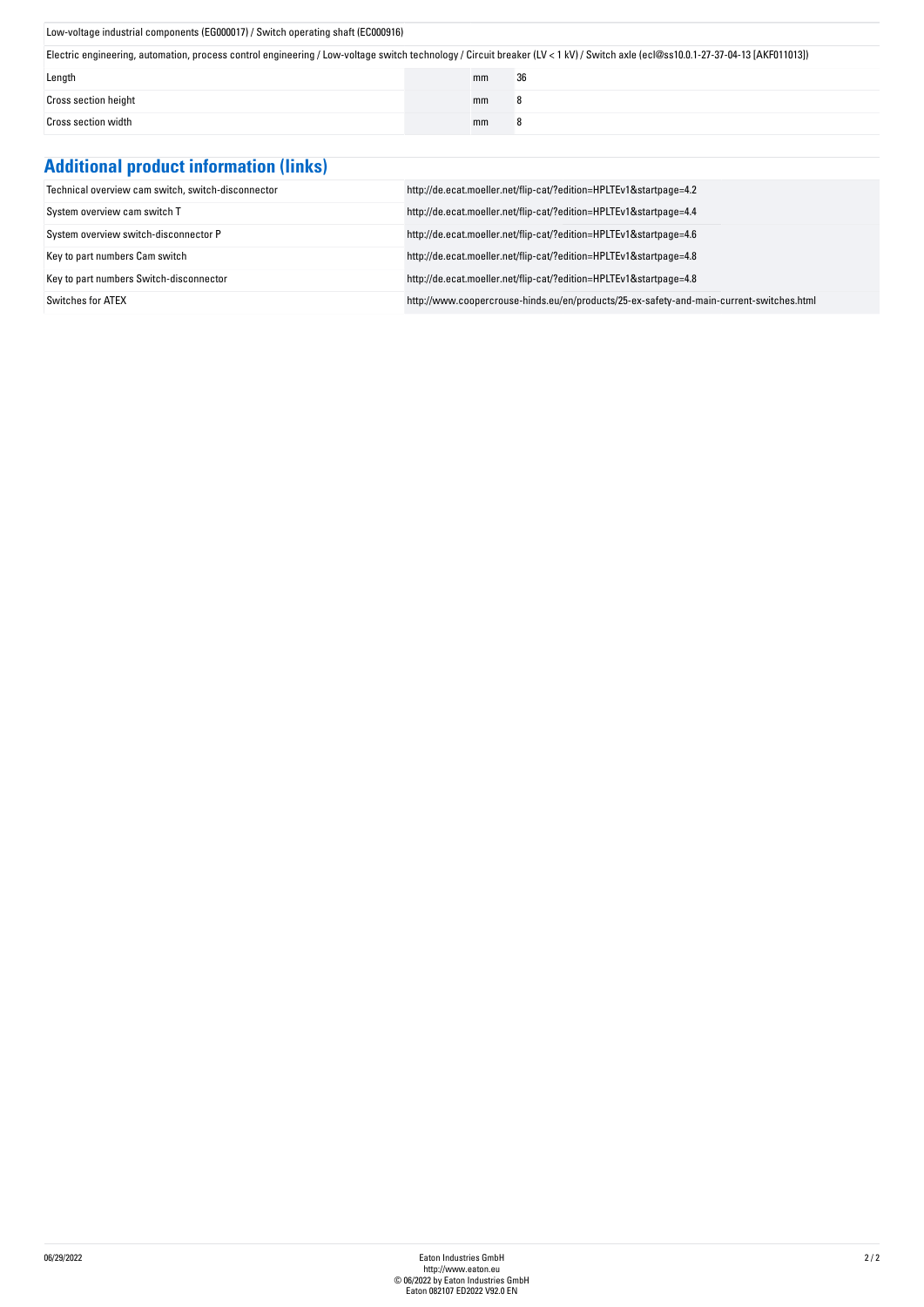| | | |
|---|---|---|
| Low-voltage industrial components (EG000017) / Switch operating shaft (EC000916) | | |
| Electric engineering, automation, process control engineering / Low-voltage switch technology / Circuit breaker (LV < 1 kV) / Switch axle (ecl@ss10.0.1-27-37-04-13 [AKF011013]) | | |
| Length | mm | 36 |
| Cross section height | mm | 8 |
| Cross section width | mm | 8 |

## Additional product information (links)

| | |
|---|---|
| Technical overview cam switch, switch-disconnector | http://de.ecat.moeller.net/flip-cat/?edition=HPLTEv1&startpage=4.2 |
| System overview cam switch T | http://de.ecat.moeller.net/flip-cat/?edition=HPLTEv1&startpage=4.4 |
| System overview switch-disconnector P | http://de.ecat.moeller.net/flip-cat/?edition=HPLTEv1&startpage=4.6 |
| Key to part numbers Cam switch | http://de.ecat.moeller.net/flip-cat/?edition=HPLTEv1&startpage=4.8 |
| Key to part numbers Switch-disconnector | http://de.ecat.moeller.net/flip-cat/?edition=HPLTEv1&startpage=4.8 |
| Switches for ATEX | http://www.coopercrouse-hinds.eu/en/products/25-ex-safety-and-main-current-switches.html |